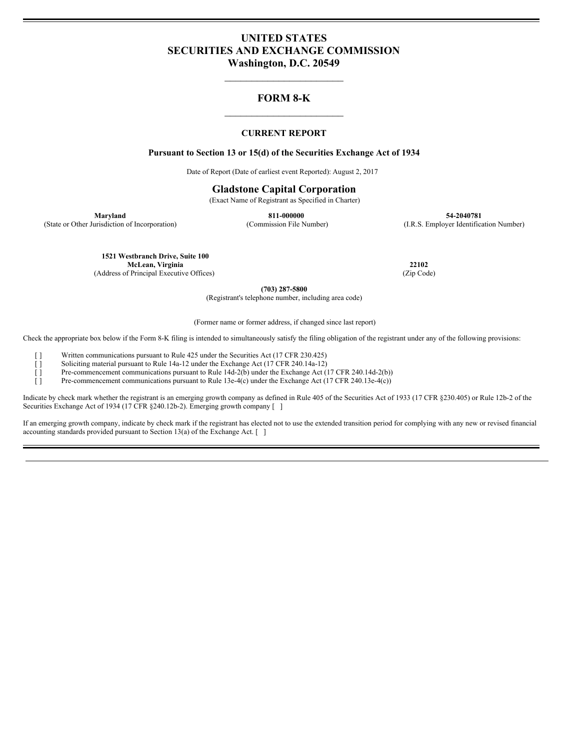# UNITED STATES
# SECURITIES AND EXCHANGE COMMISSION
## Washington, D.C. 20549

---

## FORM 8-K

---

### CURRENT REPORT

**Pursuant to Section 13 or 15(d) of the Securities Exchange Act of 1934**

Date of Report (Date of earliest event Reported): August 2, 2017

## Gladstone Capital Corporation

(Exact Name of Registrant as Specified in Charter)

| **Maryland** | **811-000000** | **54-2040781** |
|---|---|---|
| (State or Other Jurisdiction of Incorporation) | (Commission File Number) | (I.R.S. Employer Identification Number) |

| **1521 Westbranch Drive, Suite 100**<br>**McLean, Virginia** | **22102** |
|---|---|
| (Address of Principal Executive Offices) | (Zip Code) |

**(703) 287-5800**

(Registrant's telephone number, including area code)

(Former name or former address, if changed since last report)

Check the appropriate box below if the Form 8-K filing is intended to simultaneously satisfy the filing obligation of the registrant under any of the following provisions:

[ ] Written communications pursuant to Rule 425 under the Securities Act (17 CFR 230.425)

[ ] Soliciting material pursuant to Rule 14a-12 under the Exchange Act (17 CFR 240.14a-12)

[ ] Pre-commencement communications pursuant to Rule 14d-2(b) under the Exchange Act (17 CFR 240.14d-2(b))

[ ] Pre-commencement communications pursuant to Rule 13e-4(c) under the Exchange Act (17 CFR 240.13e-4(c))

Indicate by check mark whether the registrant is an emerging growth company as defined in Rule 405 of the Securities Act of 1933 (17 CFR §230.405) or Rule 12b-2 of the Securities Exchange Act of 1934 (17 CFR §240.12b-2). Emerging growth company [ ]

If an emerging growth company, indicate by check mark if the registrant has elected not to use the extended transition period for complying with any new or revised financial accounting standards provided pursuant to Section 13(a) of the Exchange Act. [ ]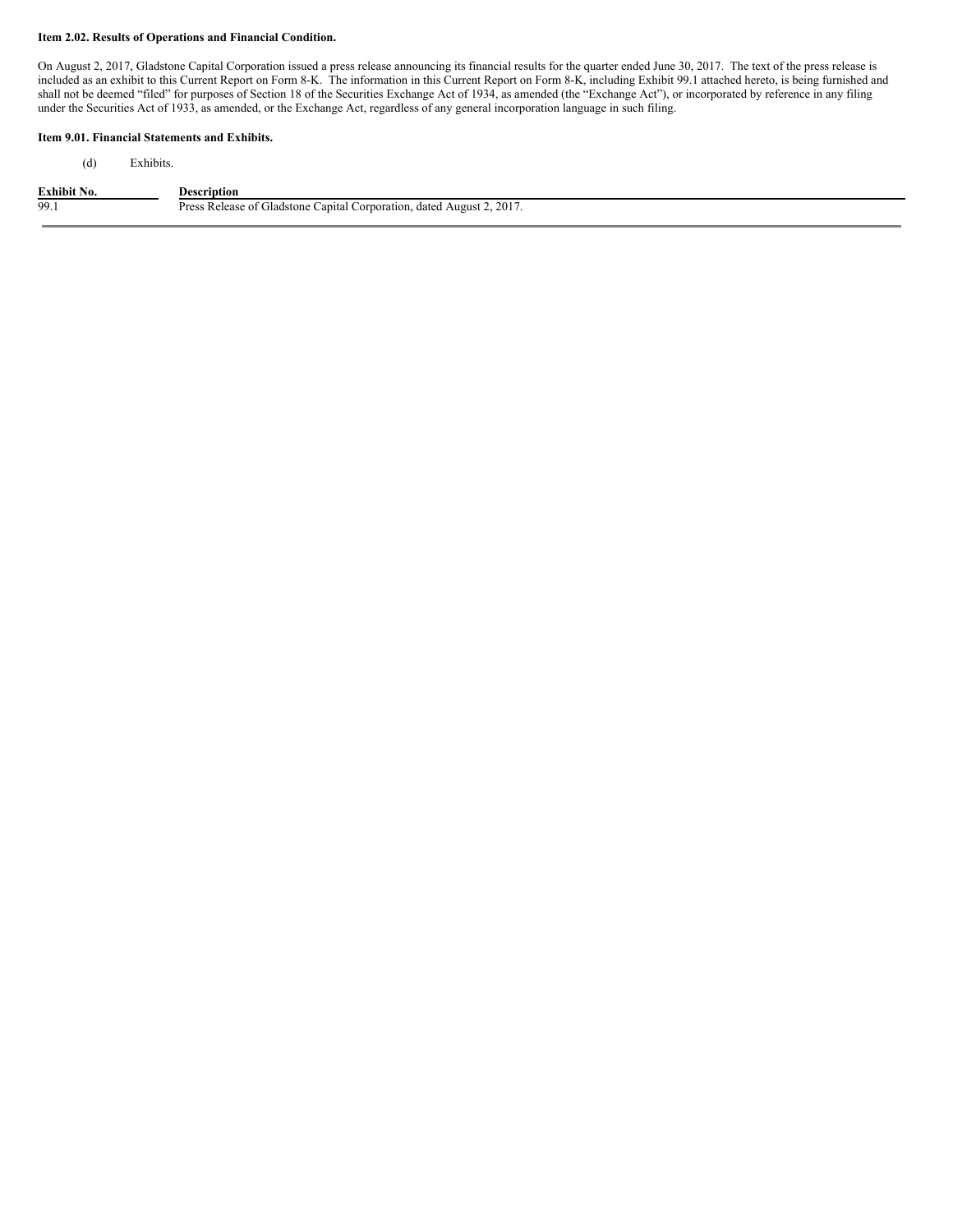**Item 2.02. Results of Operations and Financial Condition.**

On August 2, 2017, Gladstone Capital Corporation issued a press release announcing its financial results for the quarter ended June 30, 2017. The text of the press release is included as an exhibit to this Current Report on Form 8-K. The information in this Current Report on Form 8-K, including Exhibit 99.1 attached hereto, is being furnished and shall not be deemed "filed" for purposes of Section 18 of the Securities Exchange Act of 1934, as amended (the "Exchange Act"), or incorporated by reference in any filing under the Securities Act of 1933, as amended, or the Exchange Act, regardless of any general incorporation language in such filing.

**Item 9.01. Financial Statements and Exhibits.**

(d) Exhibits.

| Exhibit No. | Description |
| --- | --- |
| 99.1 | Press Release of Gladstone Capital Corporation, dated August 2, 2017. |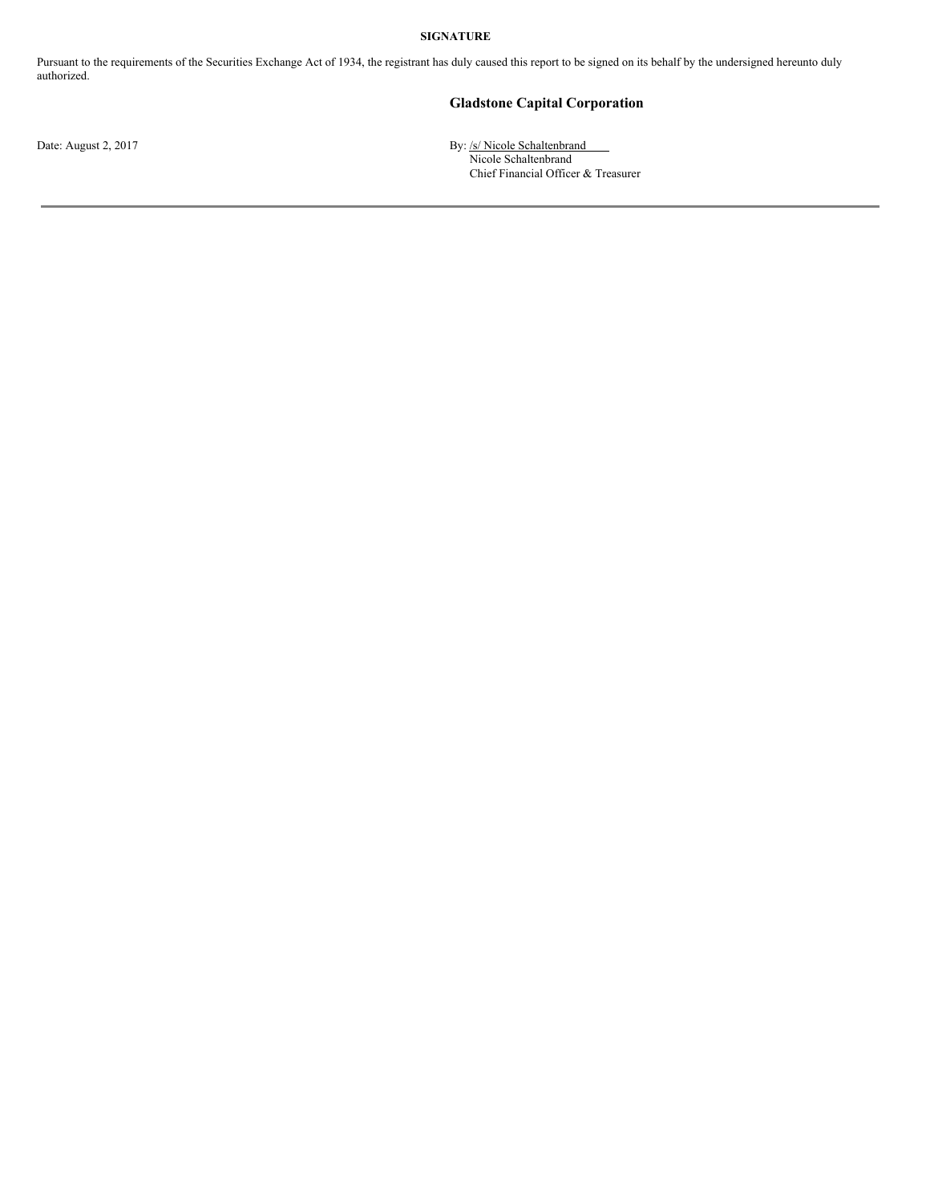**SIGNATURE**

Pursuant to the requirements of the Securities Exchange Act of 1934, the registrant has duly caused this report to be signed on its behalf by the undersigned hereunto duly authorized.

**Gladstone Capital Corporation**

Date: August 2, 2017

By: /s/ Nicole Schaltenbrand  
Nicole Schaltenbrand  
Chief Financial Officer & Treasurer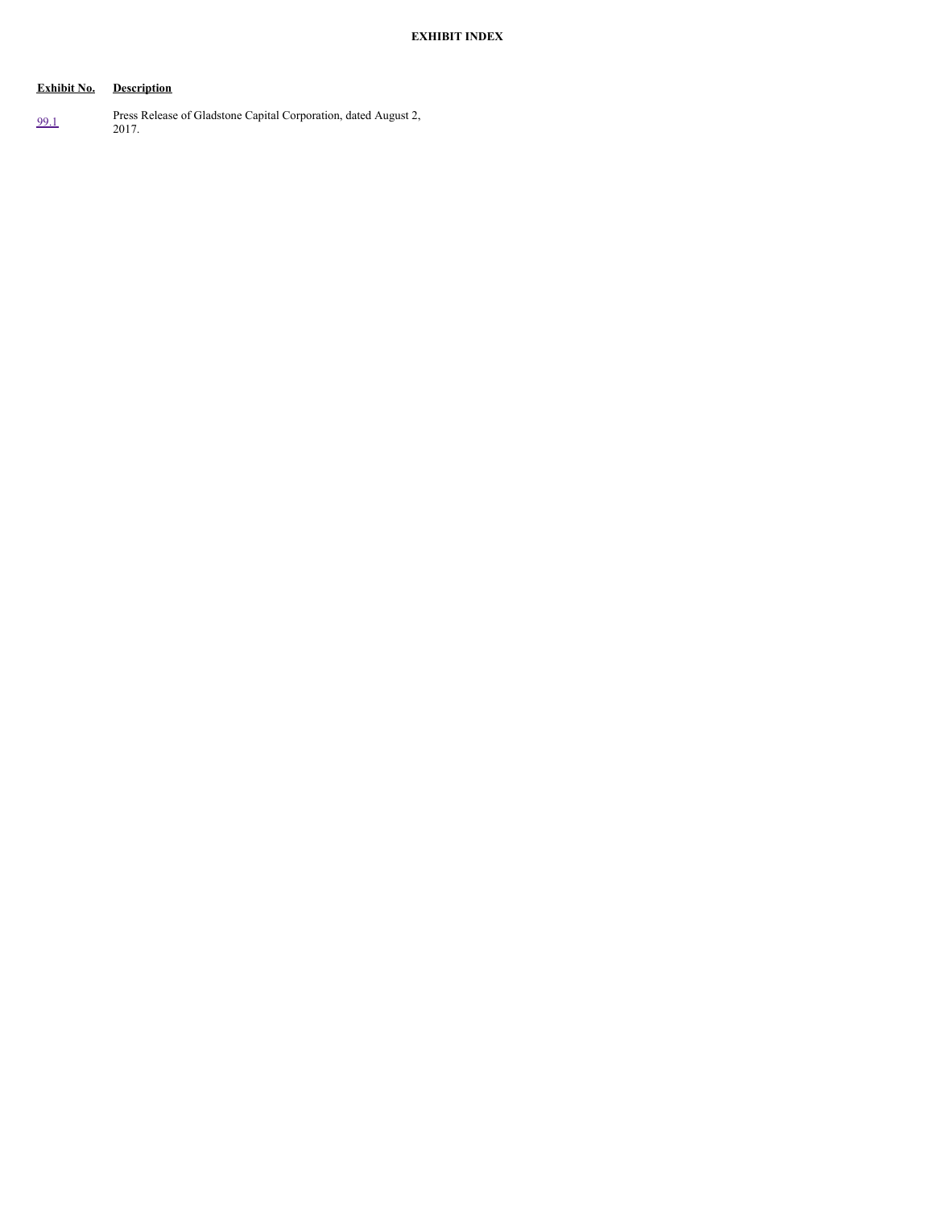**EXHIBIT INDEX**

| Exhibit No. | Description |
| --- | --- |
| 99.1 | Press Release of Gladstone Capital Corporation, dated August 2, 2017. |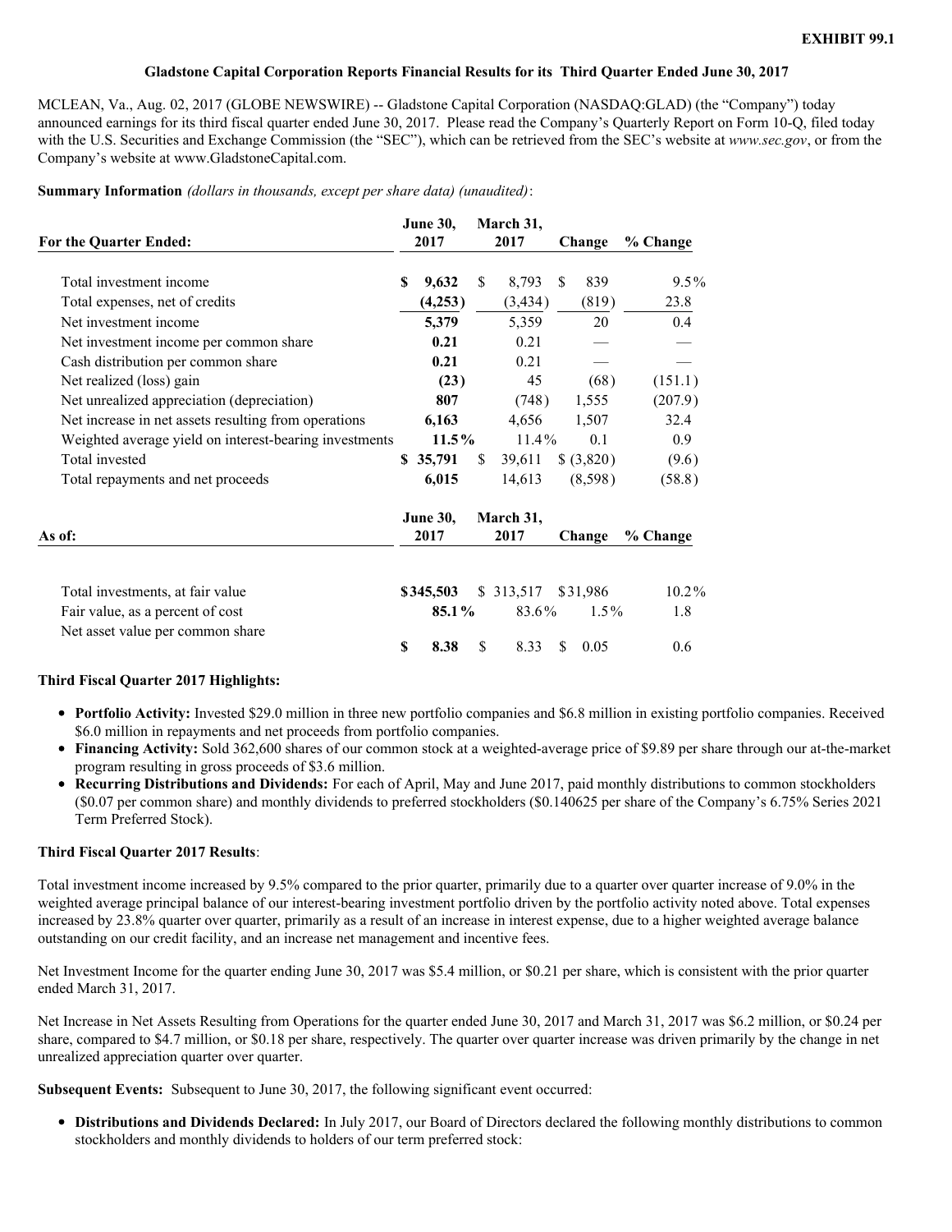**EXHIBIT 99.1**

**Gladstone Capital Corporation Reports Financial Results for its Third Quarter Ended June 30, 2017**

MCLEAN, Va., Aug. 02, 2017 (GLOBE NEWSWIRE) -- Gladstone Capital Corporation (NASDAQ:GLAD) (the "Company") today announced earnings for its third fiscal quarter ended June 30, 2017. Please read the Company's Quarterly Report on Form 10-Q, filed today with the U.S. Securities and Exchange Commission (the "SEC"), which can be retrieved from the SEC's website at *www.sec.gov*, or from the Company's website at www.GladstoneCapital.com.

**Summary Information** *(dollars in thousands, except per share data) (unaudited)*:

| For the Quarter Ended: | June 30, 2017 | March 31, 2017 | Change | % Change |
|---|---|---|---|---|
| Total investment income | **$ 9,632** | $ 8,793 | $ 839 | 9.5% |
| Total expenses, net of credits | **(4,253)** | (3,434) | (819) | 23.8 |
| Net investment income | **5,379** | 5,359 | 20 | 0.4 |
| Net investment income per common share | **0.21** | 0.21 | — | — |
| Cash distribution per common share | **0.21** | 0.21 | — | — |
| Net realized (loss) gain | **(23)** | 45 | (68) | (151.1) |
| Net unrealized appreciation (depreciation) | **807** | (748) | 1,555 | (207.9) |
| Net increase in net assets resulting from operations | **6,163** | 4,656 | 1,507 | 32.4 |
| Weighted average yield on interest-bearing investments | **11.5%** | 11.4% | 0.1 | 0.9 |
| Total invested | **$ 35,791** | $ 39,611 | $ (3,820) | (9.6) |
| Total repayments and net proceeds | **6,015** | 14,613 | (8,598) | (58.8) |

| As of: | June 30, 2017 | March 31, 2017 | Change | % Change |
|---|---|---|---|---|
| Total investments, at fair value | **$345,503** | $ 313,517 | $31,986 | 10.2% |
| Fair value, as a percent of cost | **85.1%** | 83.6% | 1.5% | 1.8 |
| Net asset value per common share | **$ 8.38** | $ 8.33 | $ 0.05 | 0.6 |

**Third Fiscal Quarter 2017 Highlights:**

- **Portfolio Activity:** Invested $29.0 million in three new portfolio companies and $6.8 million in existing portfolio companies. Received $6.0 million in repayments and net proceeds from portfolio companies.
- **Financing Activity:** Sold 362,600 shares of our common stock at a weighted-average price of $9.89 per share through our at-the-market program resulting in gross proceeds of $3.6 million.
- **Recurring Distributions and Dividends:** For each of April, May and June 2017, paid monthly distributions to common stockholders ($0.07 per common share) and monthly dividends to preferred stockholders ($0.140625 per share of the Company's 6.75% Series 2021 Term Preferred Stock).

**Third Fiscal Quarter 2017 Results**:

Total investment income increased by 9.5% compared to the prior quarter, primarily due to a quarter over quarter increase of 9.0% in the weighted average principal balance of our interest-bearing investment portfolio driven by the portfolio activity noted above. Total expenses increased by 23.8% quarter over quarter, primarily as a result of an increase in interest expense, due to a higher weighted average balance outstanding on our credit facility, and an increase net management and incentive fees.

Net Investment Income for the quarter ending June 30, 2017 was $5.4 million, or $0.21 per share, which is consistent with the prior quarter ended March 31, 2017.

Net Increase in Net Assets Resulting from Operations for the quarter ended June 30, 2017 and March 31, 2017 was $6.2 million, or $0.24 per share, compared to $4.7 million, or $0.18 per share, respectively. The quarter over quarter increase was driven primarily by the change in net unrealized appreciation quarter over quarter.

**Subsequent Events:** Subsequent to June 30, 2017, the following significant event occurred:

- **Distributions and Dividends Declared:** In July 2017, our Board of Directors declared the following monthly distributions to common stockholders and monthly dividends to holders of our term preferred stock: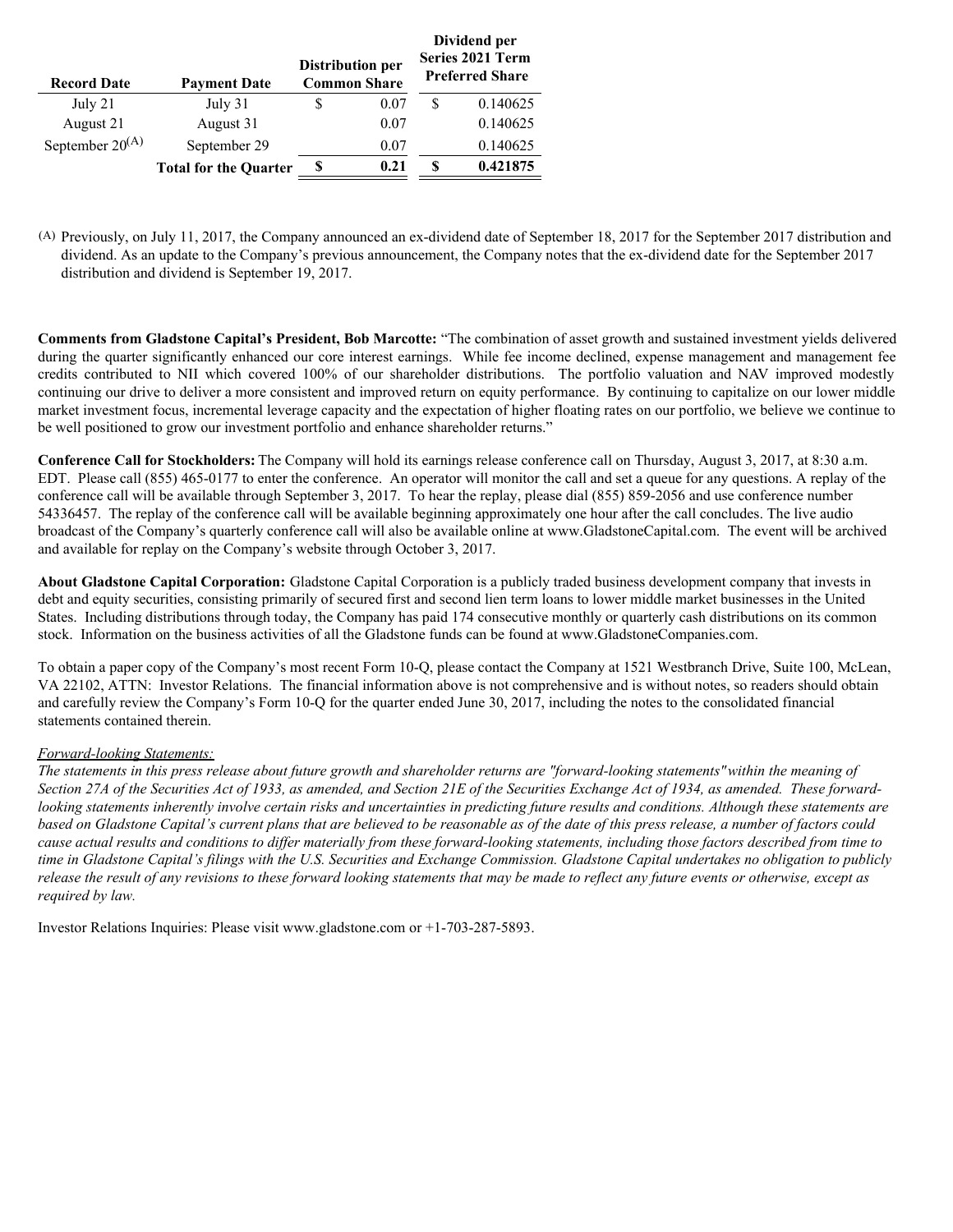| Record Date | Payment Date | Distribution per Common Share | Dividend per Series 2021 Term Preferred Share |
|---|---|---|---|
| July 21 | July 31 | $ 0.07 | $ 0.140625 |
| August 21 | August 31 | 0.07 | 0.140625 |
| September 20[(A)] | September 29 | 0.07 | 0.140625 |
| | **Total for the Quarter** | **$ 0.21** | **$ 0.421875** |

(A) Previously, on July 11, 2017, the Company announced an ex-dividend date of September 18, 2017 for the September 2017 distribution and dividend. As an update to the Company's previous announcement, the Company notes that the ex-dividend date for the September 2017 distribution and dividend is September 19, 2017.

**Comments from Gladstone Capital's President, Bob Marcotte:** "The combination of asset growth and sustained investment yields delivered during the quarter significantly enhanced our core interest earnings. While fee income declined, expense management and management fee credits contributed to NII which covered 100% of our shareholder distributions. The portfolio valuation and NAV improved modestly continuing our drive to deliver a more consistent and improved return on equity performance. By continuing to capitalize on our lower middle market investment focus, incremental leverage capacity and the expectation of higher floating rates on our portfolio, we believe we continue to be well positioned to grow our investment portfolio and enhance shareholder returns."

**Conference Call for Stockholders:** The Company will hold its earnings release conference call on Thursday, August 3, 2017, at 8:30 a.m. EDT. Please call (855) 465-0177 to enter the conference. An operator will monitor the call and set a queue for any questions. A replay of the conference call will be available through September 3, 2017. To hear the replay, please dial (855) 859-2056 and use conference number 54336457. The replay of the conference call will be available beginning approximately one hour after the call concludes. The live audio broadcast of the Company's quarterly conference call will also be available online at www.GladstoneCapital.com. The event will be archived and available for replay on the Company's website through October 3, 2017.

**About Gladstone Capital Corporation:** Gladstone Capital Corporation is a publicly traded business development company that invests in debt and equity securities, consisting primarily of secured first and second lien term loans to lower middle market businesses in the United States. Including distributions through today, the Company has paid 174 consecutive monthly or quarterly cash distributions on its common stock. Information on the business activities of all the Gladstone funds can be found at www.GladstoneCompanies.com.

To obtain a paper copy of the Company's most recent Form 10-Q, please contact the Company at 1521 Westbranch Drive, Suite 100, McLean, VA 22102, ATTN: Investor Relations. The financial information above is not comprehensive and is without notes, so readers should obtain and carefully review the Company's Form 10-Q for the quarter ended June 30, 2017, including the notes to the consolidated financial statements contained therein.

*Forward-looking Statements:*

*The statements in this press release about future growth and shareholder returns are "forward-looking statements" within the meaning of Section 27A of the Securities Act of 1933, as amended, and Section 21E of the Securities Exchange Act of 1934, as amended. These forward-looking statements inherently involve certain risks and uncertainties in predicting future results and conditions. Although these statements are based on Gladstone Capital's current plans that are believed to be reasonable as of the date of this press release, a number of factors could cause actual results and conditions to differ materially from these forward-looking statements, including those factors described from time to time in Gladstone Capital's filings with the U.S. Securities and Exchange Commission. Gladstone Capital undertakes no obligation to publicly release the result of any revisions to these forward looking statements that may be made to reflect any future events or otherwise, except as required by law.*

Investor Relations Inquiries: Please visit www.gladstone.com or +1-703-287-5893.